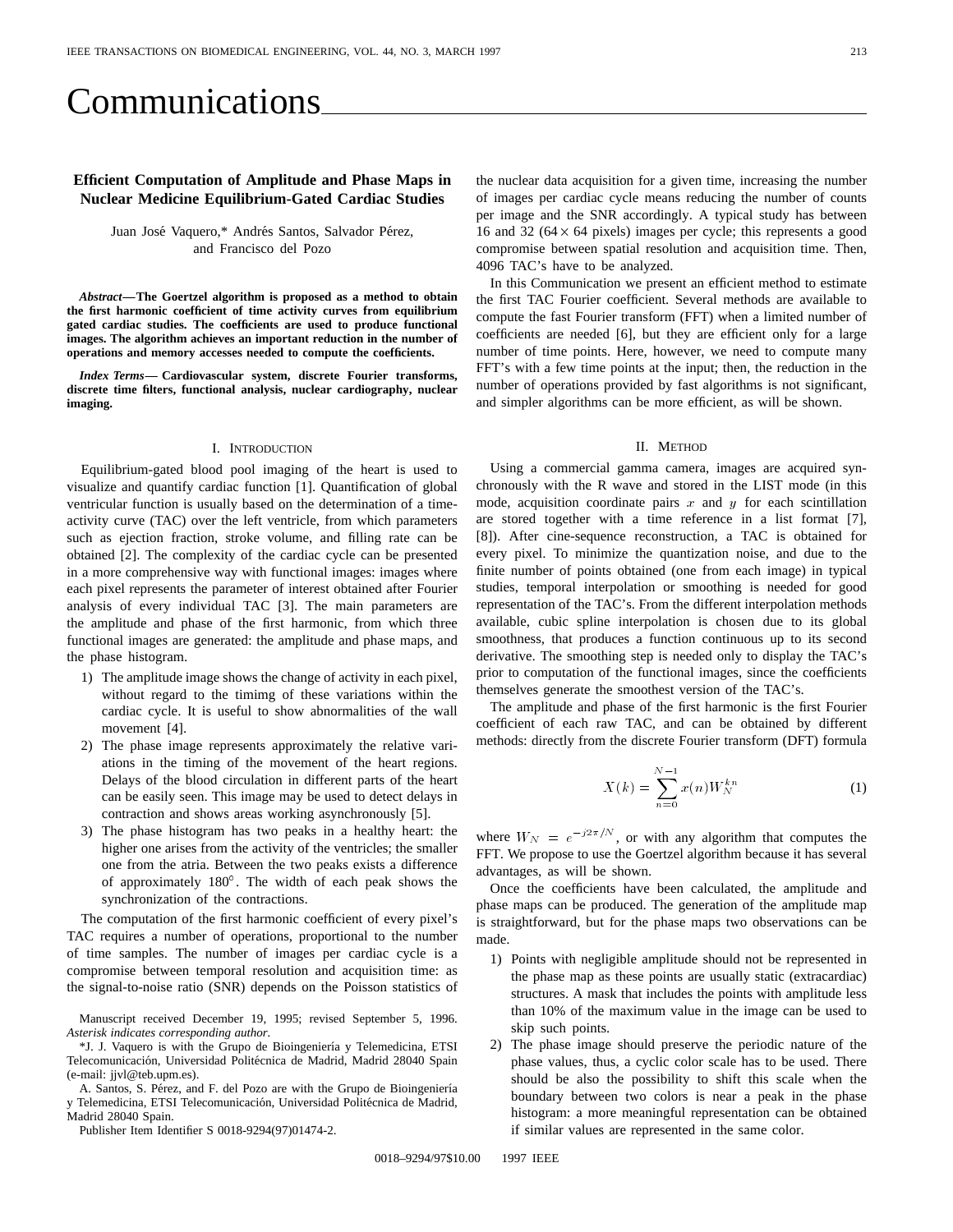# Communications

## Efficient Computation of Amplitude and Phase Maps in Nuclear Medicine Equilibrium-Gated Cardiac Studies

Juan José Vaquero,* Andrés Santos, Salvador Pérez, and Francisco del Pozo

***Abstract*—The Goertzel algorithm is proposed as a method to obtain the first harmonic coefficient of time activity curves from equilibrium gated cardiac studies. The coefficients are used to produce functional images. The algorithm achieves an important reduction in the number of operations and memory accesses needed to compute the coefficients.**

***Index Terms*— Cardiovascular system, discrete Fourier transforms, discrete time filters, functional analysis, nuclear cardiography, nuclear imaging.**

### I. Introduction

Equilibrium-gated blood pool imaging of the heart is used to visualize and quantify cardiac function [1]. Quantification of global ventricular function is usually based on the determination of a time-activity curve (TAC) over the left ventricle, from which parameters such as ejection fraction, stroke volume, and filling rate can be obtained [2]. The complexity of the cardiac cycle can be presented in a more comprehensive way with functional images: images where each pixel represents the parameter of interest obtained after Fourier analysis of every individual TAC [3]. The main parameters are the amplitude and phase of the first harmonic, from which three functional images are generated: the amplitude and phase maps, and the phase histogram.

1) The amplitude image shows the change of activity in each pixel, without regard to the timimg of these variations within the cardiac cycle. It is useful to show abnormalities of the wall movement [4].
2) The phase image represents approximately the relative variations in the timing of the movement of the heart regions. Delays of the blood circulation in different parts of the heart can be easily seen. This image may be used to detect delays in contraction and shows areas working asynchronously [5].
3) The phase histogram has two peaks in a healthy heart: the higher one arises from the activity of the ventricles; the smaller one from the atria. Between the two peaks exists a difference of approximately 180°. The width of each peak shows the synchronization of the contractions.

The computation of the first harmonic coefficient of every pixel's TAC requires a number of operations, proportional to the number of time samples. The number of images per cardiac cycle is a compromise between temporal resolution and acquisition time: as the signal-to-noise ratio (SNR) depends on the Poisson statistics of the nuclear data acquisition for a given time, increasing the number of images per cardiac cycle means reducing the number of counts per image and the SNR accordingly. A typical study has between 16 and 32 ($64 \times 64$ pixels) images per cycle; this represents a good compromise between spatial resolution and acquisition time. Then, 4096 TAC's have to be analyzed.

In this Communication we present an efficient method to estimate the first TAC Fourier coefficient. Several methods are available to compute the fast Fourier transform (FFT) when a limited number of coefficients are needed [6], but they are efficient only for a large number of time points. Here, however, we need to compute many FFT's with a few time points at the input; then, the reduction in the number of operations provided by fast algorithms is not significant, and simpler algorithms can be more efficient, as will be shown.

Manuscript received December 19, 1995; revised September 5, 1996. *Asterisk indicates corresponding author.*

*J. J. Vaquero is with the Grupo de Bioingeniería y Telemedicina, ETSI Telecomunicación, Universidad Politécnica de Madrid, Madrid 28040 Spain (e-mail: jjvl@teb.upm.es).

A. Santos, S. Pérez, and F. del Pozo are with the Grupo de Bioingeniería y Telemedicina, ETSI Telecomunicación, Universidad Politécnica de Madrid, Madrid 28040 Spain.

Publisher Item Identifier S 0018-9294(97)01474-2.

### II. Method

Using a commercial gamma camera, images are acquired synchronously with the R wave and stored in the LIST mode (in this mode, acquisition coordinate pairs $x$ and $y$ for each scintillation are stored together with a time reference in a list format [7], [8]). After cine-sequence reconstruction, a TAC is obtained for every pixel. To minimize the quantization noise, and due to the finite number of points obtained (one from each image) in typical studies, temporal interpolation or smoothing is needed for good representation of the TAC's. From the different interpolation methods available, cubic spline interpolation is chosen due to its global smoothness, that produces a function continuous up to its second derivative. The smoothing step is needed only to display the TAC's prior to computation of the functional images, since the coefficients themselves generate the smoothest version of the TAC's.

The amplitude and phase of the first harmonic is the first Fourier coefficient of each raw TAC, and can be obtained by different methods: directly from the discrete Fourier transform (DFT) formula

$$X(k) = \sum_{n=0}^{N-1} x(n) W_N^{kn} \tag{1}$$

where $W_N = e^{-j2\pi/N}$, or with any algorithm that computes the FFT. We propose to use the Goertzel algorithm because it has several advantages, as will be shown.

Once the coefficients have been calculated, the amplitude and phase maps can be produced. The generation of the amplitude map is straightforward, but for the phase maps two observations can be made.

1) Points with negligible amplitude should not be represented in the phase map as these points are usually static (extracardiac) structures. A mask that includes the points with amplitude less than 10% of the maximum value in the image can be used to skip such points.
2) The phase image should preserve the periodic nature of the phase values, thus, a cyclic color scale has to be used. There should be also the possibility to shift this scale when the boundary between two colors is near a peak in the phase histogram: a more meaningful representation can be obtained if similar values are represented in the same color.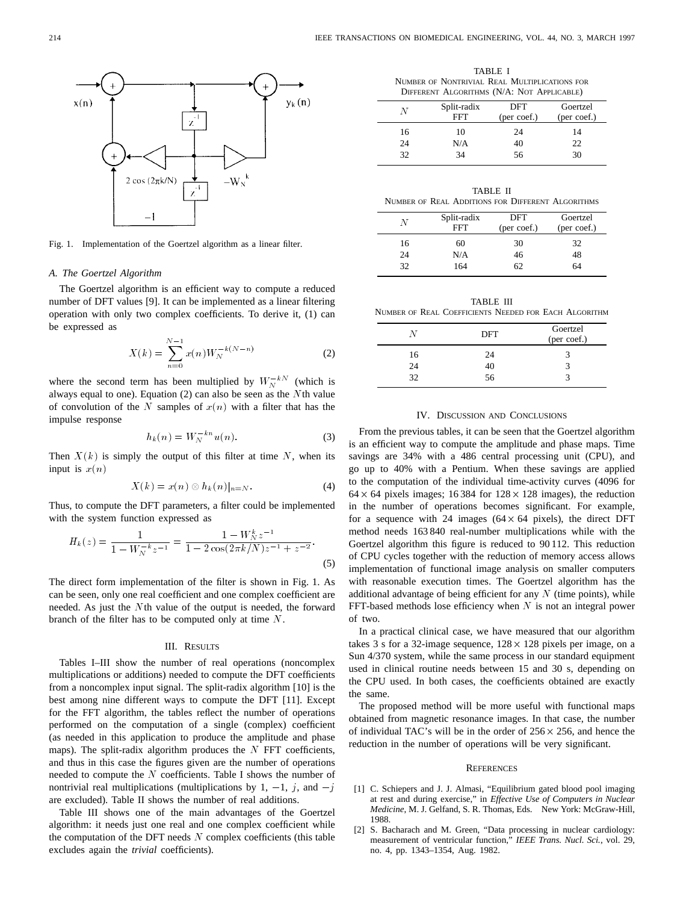Fig. 1. Implementation of the Goertzel algorithm as a linear filter.

### A. The Goertzel Algorithm

The Goertzel algorithm is an efficient way to compute a reduced number of DFT values [9]. It can be implemented as a linear filtering operation with only two complex coefficients. To derive it, (1) can be expressed as

$$X(k) = \sum_{n=0}^{N-1} x(n) W_N^{-k(N-n)} \tag{2}$$

where the second term has been multiplied by $W_N^{-kN}$ (which is always equal to one). Equation (2) can also be seen as the $N$th value of convolution of the $N$ samples of $x(n)$ with a filter that has the impulse response

$$h_k(n) = W_N^{-kn} u(n). \tag{3}$$

Then $X(k)$ is simply the output of this filter at time $N$, when its input is $x(n)$

$$X(k) = x(n) \otimes h_k(n)|_{n=N}. \tag{4}$$

Thus, to compute the DFT parameters, a filter could be implemented with the system function expressed as

$$H_k(z) = \frac{1}{1 - W_N^{-k} z^{-1}} = \frac{1 - W_N^k z^{-1}}{1 - 2\cos(2\pi k/N) z^{-1} + z^{-2}}. \tag{5}$$

The direct form implementation of the filter is shown in Fig. 1. As can be seen, only one real coefficient and one complex coefficient are needed. As just the $N$th value of the output is needed, the forward branch of the filter has to be computed only at time $N$.

## III. Results

Tables I–III show the number of real operations (noncomplex multiplications or additions) needed to compute the DFT coefficients from a noncomplex input signal. The split-radix algorithm [10] is the best among nine different ways to compute the DFT [11]. Except for the FFT algorithm, the tables reflect the number of operations performed on the computation of a single (complex) coefficient (as needed in this application to produce the amplitude and phase maps). The split-radix algorithm produces the $N$ FFT coefficients, and thus in this case the figures given are the number of operations needed to compute the $N$ coefficients. Table I shows the number of nontrivial real multiplications (multiplications by 1, $-1$, $j$, and $-j$ are excluded). Table II shows the number of real additions.

Table III shows one of the main advantages of the Goertzel algorithm: it needs just one real and one complex coefficient while the computation of the DFT needs $N$ complex coefficients (this table excludes again the *trivial* coefficients).

TABLE I
Number of Nontrivial Real Multiplications for Different Algorithms (N/A: Not Applicable)

| $N$ | Split-radix FFT | DFT (per coef.) | Goertzel (per coef.) |
|---|---|---|---|
| 16 | 10 | 24 | 14 |
| 24 | N/A | 40 | 22 |
| 32 | 34 | 56 | 30 |

TABLE II
Number of Real Additions for Different Algorithms

| $N$ | Split-radix FFT | DFT (per coef.) | Goertzel (per coef.) |
|---|---|---|---|
| 16 | 60 | 30 | 32 |
| 24 | N/A | 46 | 48 |
| 32 | 164 | 62 | 64 |

TABLE III
Number of Real Coefficients Needed for Each Algorithm

| $N$ | DFT | Goertzel (per coef.) |
|---|---|---|
| 16 | 24 | 3 |
| 24 | 40 | 3 |
| 32 | 56 | 3 |

## IV. Discussion and Conclusions

From the previous tables, it can be seen that the Goertzel algorithm is an efficient way to compute the amplitude and phase maps. Time savings are 34% with a 486 central processing unit (CPU), and go up to 40% with a Pentium. When these savings are applied to the computation of the individual time-activity curves (4096 for $64 \times 64$ pixels images; 16 384 for $128 \times 128$ images), the reduction in the number of operations becomes significant. For example, for a sequence with 24 images ($64 \times 64$ pixels), the direct DFT method needs 163 840 real-number multiplications while with the Goertzel algorithm this figure is reduced to 90 112. This reduction of CPU cycles together with the reduction of memory access allows implementation of functional image analysis on smaller computers with reasonable execution times. The Goertzel algorithm has the additional advantage of being efficient for any $N$ (time points), while FFT-based methods lose efficiency when $N$ is not an integral power of two.

In a practical clinical case, we have measured that our algorithm takes 3 s for a 32-image sequence, $128 \times 128$ pixels per image, on a Sun 4/370 system, while the same process in our standard equipment used in clinical routine needs between 15 and 30 s, depending on the CPU used. In both cases, the coefficients obtained are exactly the same.

The proposed method will be more useful with functional maps obtained from magnetic resonance images. In that case, the number of individual TAC's will be in the order of $256 \times 256$, and hence the reduction in the number of operations will be very significant.

## References

[1] C. Schiepers and J. J. Almasi, "Equilibrium gated blood pool imaging at rest and during exercise," in *Effective Use of Computers in Nuclear Medicine*, M. J. Gelfand, S. R. Thomas, Eds. New York: McGraw-Hill, 1988.

[2] S. Bacharach and M. Green, "Data processing in nuclear cardiology: measurement of ventricular function," *IEEE Trans. Nucl. Sci.*, vol. 29, no. 4, pp. 1343–1354, Aug. 1982.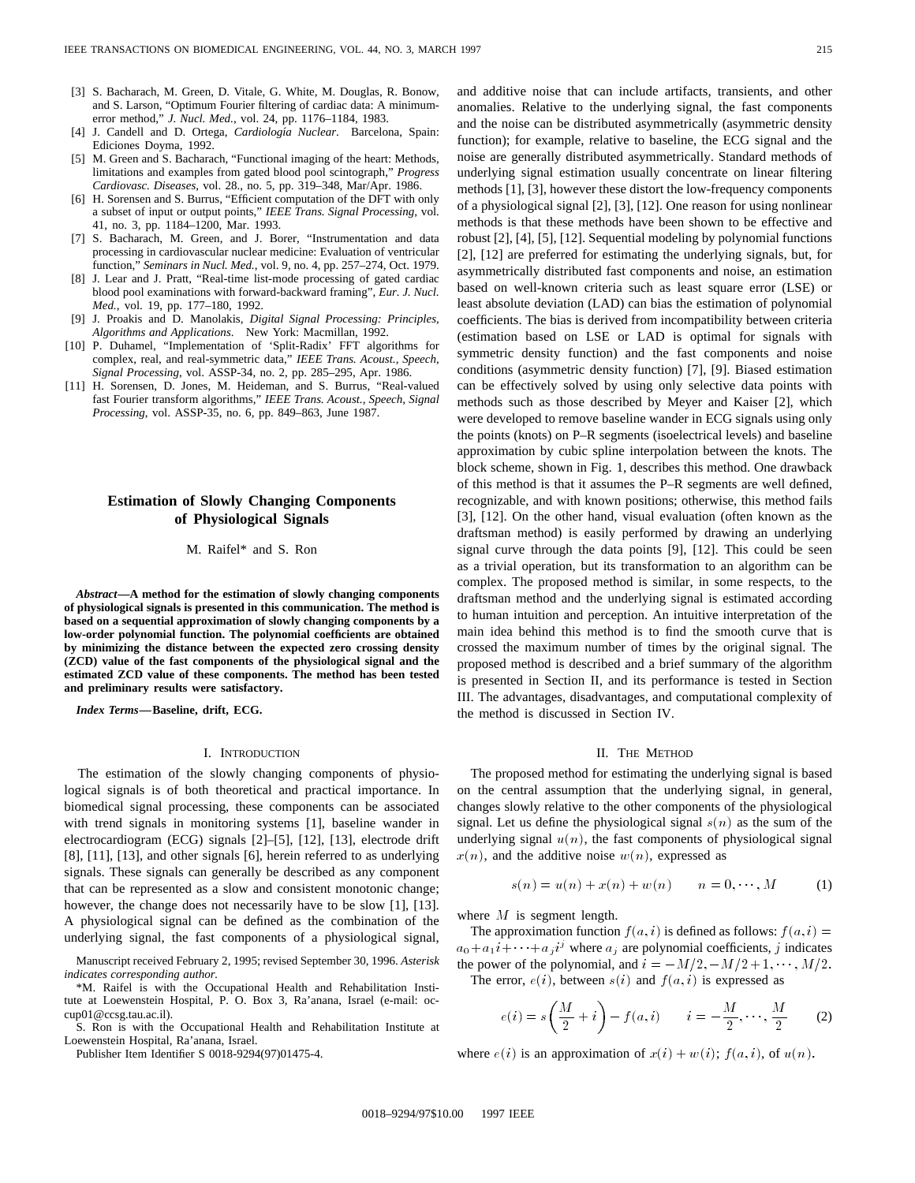[3] S. Bacharach, M. Green, D. Vitale, G. White, M. Douglas, R. Bonow, and S. Larson, "Optimum Fourier filtering of cardiac data: A minimum-error method," *J. Nucl. Med.*, vol. 24, pp. 1176–1184, 1983.

[4] J. Candell and D. Ortega, *Cardiología Nuclear*. Barcelona, Spain: Ediciones Doyma, 1992.

[5] M. Green and S. Bacharach, "Functional imaging of the heart: Methods, limitations and examples from gated blood pool scintograph," *Progress Cardiovasc. Diseases*, vol. 28., no. 5, pp. 319–348, Mar/Apr. 1986.

[6] H. Sorensen and S. Burrus, "Efficient computation of the DFT with only a subset of input or output points," *IEEE Trans. Signal Processing*, vol. 41, no. 3, pp. 1184–1200, Mar. 1993.

[7] S. Bacharach, M. Green, and J. Borer, "Instrumentation and data processing in cardiovascular nuclear medicine: Evaluation of ventricular function," *Seminars in Nucl. Med.*, vol. 9, no. 4, pp. 257–274, Oct. 1979.

[8] J. Lear and J. Pratt, "Real-time list-mode processing of gated cardiac blood pool examinations with forward-backward framing", *Eur. J. Nucl. Med.*, vol. 19, pp. 177–180, 1992.

[9] J. Proakis and D. Manolakis, *Digital Signal Processing: Principles, Algorithms and Applications*. New York: Macmillan, 1992.

[10] P. Duhamel, "Implementation of 'Split-Radix' FFT algorithms for complex, real, and real-symmetric data," *IEEE Trans. Acoust., Speech, Signal Processing*, vol. ASSP-34, no. 2, pp. 285–295, Apr. 1986.

[11] H. Sorensen, D. Jones, M. Heideman, and S. Burrus, "Real-valued fast Fourier transform algorithms," *IEEE Trans. Acoust., Speech, Signal Processing*, vol. ASSP-35, no. 6, pp. 849–863, June 1987.

# Estimation of Slowly Changing Components of Physiological Signals

M. Raifel* and S. Ron

***Abstract*—A method for the estimation of slowly changing components of physiological signals is presented in this communication. The method is based on a sequential approximation of slowly changing components by a low-order polynomial function. The polynomial coefficients are obtained by minimizing the distance between the expected zero crossing density (ZCD) value of the fast components of the physiological signal and the estimated ZCD value of these components. The method has been tested and preliminary results were satisfactory.**

***Index Terms*—Baseline, drift, ECG.**

## I. Introduction

The estimation of the slowly changing components of physiological signals is of both theoretical and practical importance. In biomedical signal processing, these components can be associated with trend signals in monitoring systems [1], baseline wander in electrocardiogram (ECG) signals [2]–[5], [12], [13], electrode drift [8], [11], [13], and other signals [6], herein referred to as underlying signals. These signals can generally be described as any component that can be represented as a slow and consistent monotonic change; however, the change does not necessarily have to be slow [1], [13]. A physiological signal can be defined as the combination of the underlying signal, the fast components of a physiological signal, and additive noise that can include artifacts, transients, and other anomalies. Relative to the underlying signal, the fast components and the noise can be distributed asymmetrically (asymmetric density function); for example, relative to baseline, the ECG signal and the noise are generally distributed asymmetrically. Standard methods of underlying signal estimation usually concentrate on linear filtering methods [1], [3], however these distort the low-frequency components of a physiological signal [2], [3], [12]. One reason for using nonlinear methods is that these methods have been shown to be effective and robust [2], [4], [5], [12]. Sequential modeling by polynomial functions [2], [12] are preferred for estimating the underlying signals, but, for asymmetrically distributed fast components and noise, an estimation based on well-known criteria such as least square error (LSE) or least absolute deviation (LAD) can bias the estimation of polynomial coefficients. The bias is derived from incompatibility between criteria (estimation based on LSE or LAD is optimal for signals with symmetric density function) and the fast components and noise conditions (asymmetric density function) [7], [9]. Biased estimation can be effectively solved by using only selective data points with methods such as those described by Meyer and Kaiser [2], which were developed to remove baseline wander in ECG signals using only the points (knots) on P–R segments (isoelectrical levels) and baseline approximation by cubic spline interpolation between the knots. The block scheme, shown in Fig. 1, describes this method. One drawback of this method is that it assumes the P–R segments are well defined, recognizable, and with known positions; otherwise, this method fails [3], [12]. On the other hand, visual evaluation (often known as the draftsman method) is easily performed by drawing an underlying signal curve through the data points [9], [12]. This could be seen as a trivial operation, but its transformation to an algorithm can be complex. The proposed method is similar, in some respects, to the draftsman method and the underlying signal is estimated according to human intuition and perception. An intuitive interpretation of the main idea behind this method is to find the smooth curve that is crossed the maximum number of times by the original signal. The proposed method is described and a brief summary of the algorithm is presented in Section II, and its performance is tested in Section III. The advantages, disadvantages, and computational complexity of the method is discussed in Section IV.

## II. The Method

The proposed method for estimating the underlying signal is based on the central assumption that the underlying signal, in general, changes slowly relative to the other components of the physiological signal. Let us define the physiological signal $s(n)$ as the sum of the underlying signal $u(n)$, the fast components of physiological signal $x(n)$, and the additive noise $w(n)$, expressed as

$$s(n) = u(n) + x(n) + w(n) \qquad n = 0, \cdots, M \tag{1}$$

where $M$ is segment length.

The approximation function $f(a,i)$ is defined as follows: $f(a,i) = a_0 + a_1 i + \cdots + a_j i^j$ where $a_j$ are polynomial coefficients, $j$ indicates the power of the polynomial, and $i = -M/2, -M/2+1, \cdots, M/2$.

The error, $e(i)$, between $s(i)$ and $f(a,i)$ is expressed as

$$e(i) = s\left(\frac{M}{2} + i\right) - f(a,i) \qquad i = -\frac{M}{2}, \cdots, \frac{M}{2} \tag{2}$$

where $e(i)$ is an approximation of $x(i) + w(i)$; $f(a,i)$, of $u(n)$.

Manuscript received February 2, 1995; revised September 30, 1996. *Asterisk indicates corresponding author.*

*M. Raifel is with the Occupational Health and Rehabilitation Institute at Loewenstein Hospital, P. O. Box 3, Ra'anana, Israel (e-mail: occup01@ccsg.tau.ac.il).

S. Ron is with the Occupational Health and Rehabilitation Institute at Loewenstein Hospital, Ra'anana, Israel.

Publisher Item Identifier S 0018-9294(97)01475-4.